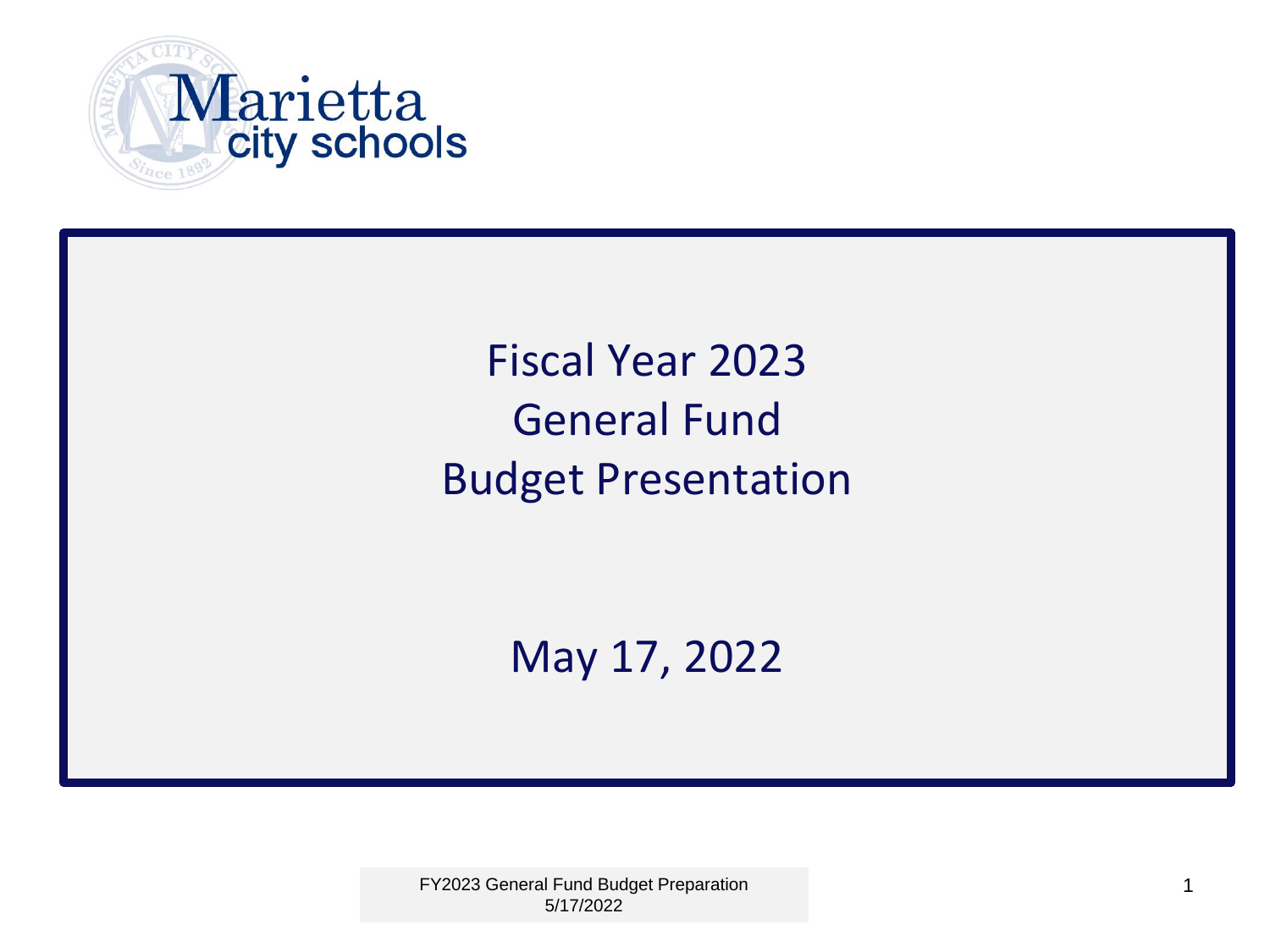Marietta city schools

# Fiscal Year 2023
# General Fund
# Budget Presentation

May 17, 2022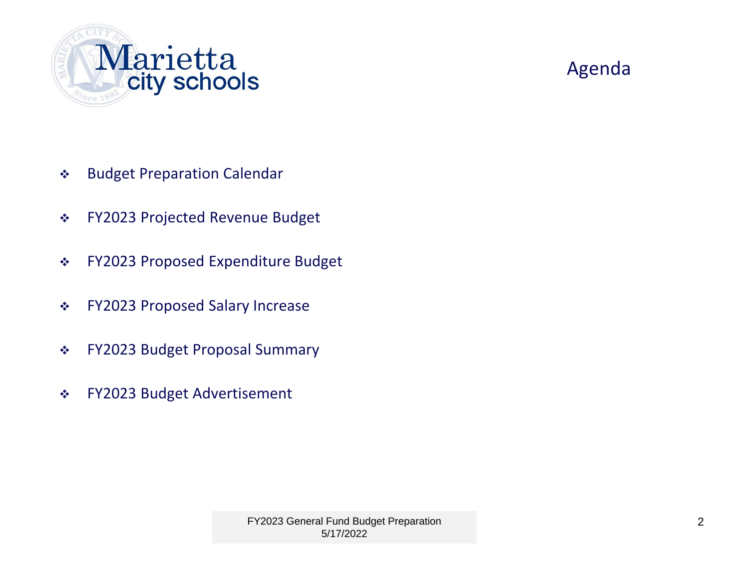# Agenda

- Budget Preparation Calendar
- FY2023 Projected Revenue Budget
- FY2023 Proposed Expenditure Budget
- FY2023 Proposed Salary Increase
- FY2023 Budget Proposal Summary
- FY2023 Budget Advertisement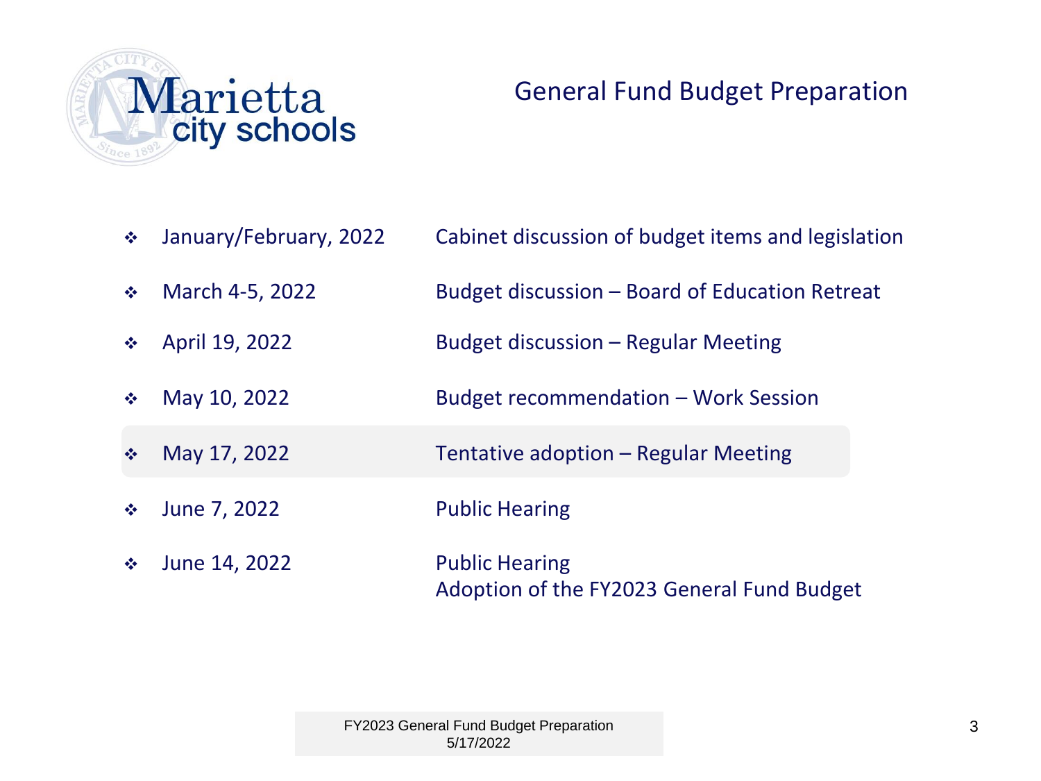# General Fund Budget Preparation

| Date | Activity |
| --- | --- |
| January/February, 2022 | Cabinet discussion of budget items and legislation |
| March 4-5, 2022 | Budget discussion – Board of Education Retreat |
| April 19, 2022 | Budget discussion – Regular Meeting |
| May 10, 2022 | Budget recommendation – Work Session |
| May 17, 2022 | Tentative adoption – Regular Meeting |
| June 7, 2022 | Public Hearing |
| June 14, 2022 | Public Hearing<br>Adoption of the FY2023 General Fund Budget |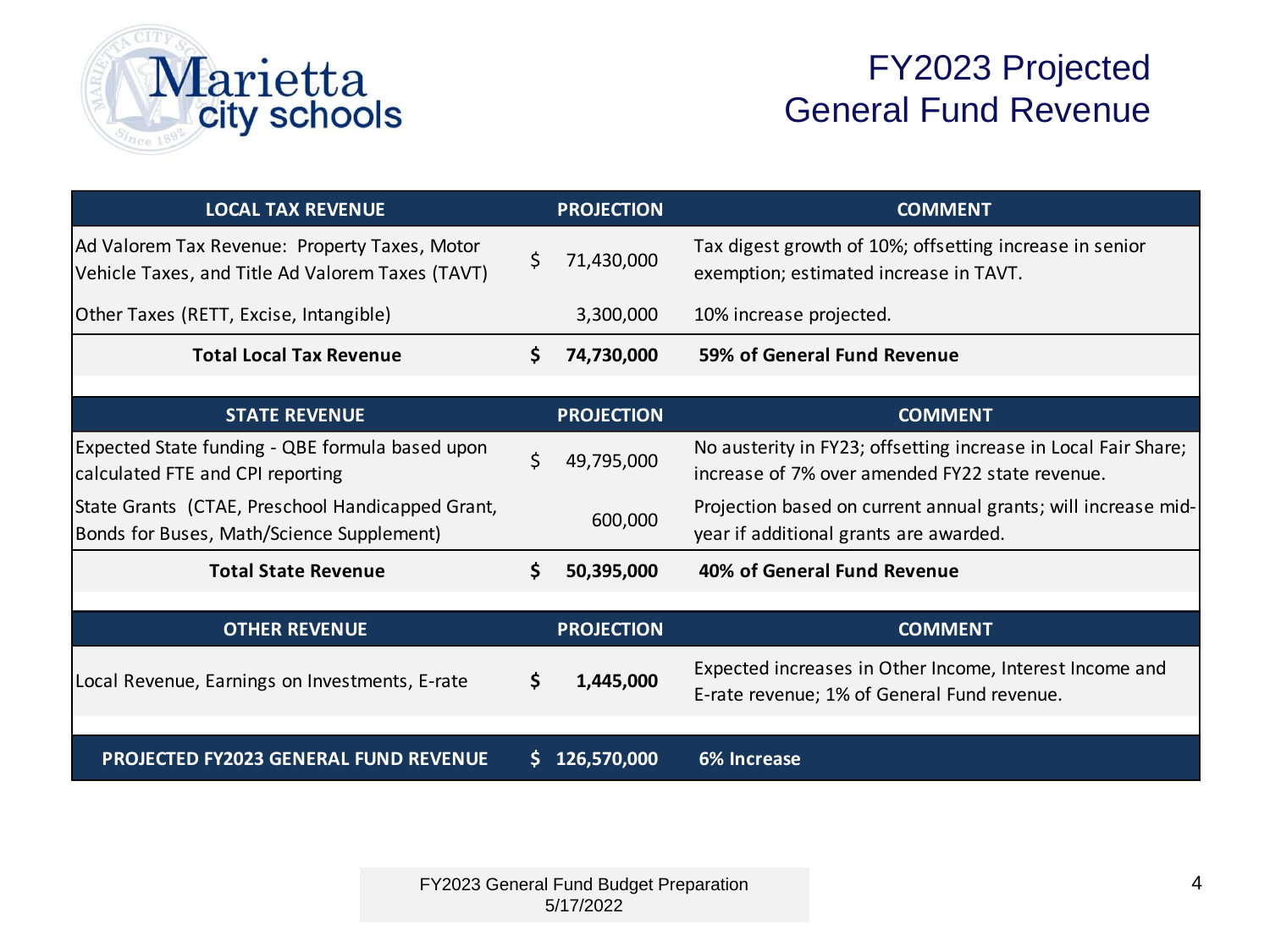# FY2023 Projected General Fund Revenue

| LOCAL TAX REVENUE | PROJECTION | COMMENT |
|---|---|---|
| Ad Valorem Tax Revenue: Property Taxes, Motor Vehicle Taxes, and Title Ad Valorem Taxes (TAVT) | $ 71,430,000 | Tax digest growth of 10%; offsetting increase in senior exemption; estimated increase in TAVT. |
| Other Taxes (RETT, Excise, Intangible) | 3,300,000 | 10% increase projected. |
| **Total Local Tax Revenue** | **$ 74,730,000** | **59% of General Fund Revenue** |

| STATE REVENUE | PROJECTION | COMMENT |
|---|---|---|
| Expected State funding - QBE formula based upon calculated FTE and CPI reporting | $ 49,795,000 | No austerity in FY23; offsetting increase in Local Fair Share; increase of 7% over amended FY22 state revenue. |
| State Grants (CTAE, Preschool Handicapped Grant, Bonds for Buses, Math/Science Supplement) | 600,000 | Projection based on current annual grants; will increase mid-year if additional grants are awarded. |
| **Total State Revenue** | **$ 50,395,000** | **40% of General Fund Revenue** |

| OTHER REVENUE | PROJECTION | COMMENT |
|---|---|---|
| Local Revenue, Earnings on Investments, E-rate | **$ 1,445,000** | Expected increases in Other Income, Interest Income and E-rate revenue; 1% of General Fund revenue. |
| **PROJECTED FY2023 GENERAL FUND REVENUE** | **$ 126,570,000** | **6% Increase** |

FY2023 General Fund Budget Preparation
5/17/2022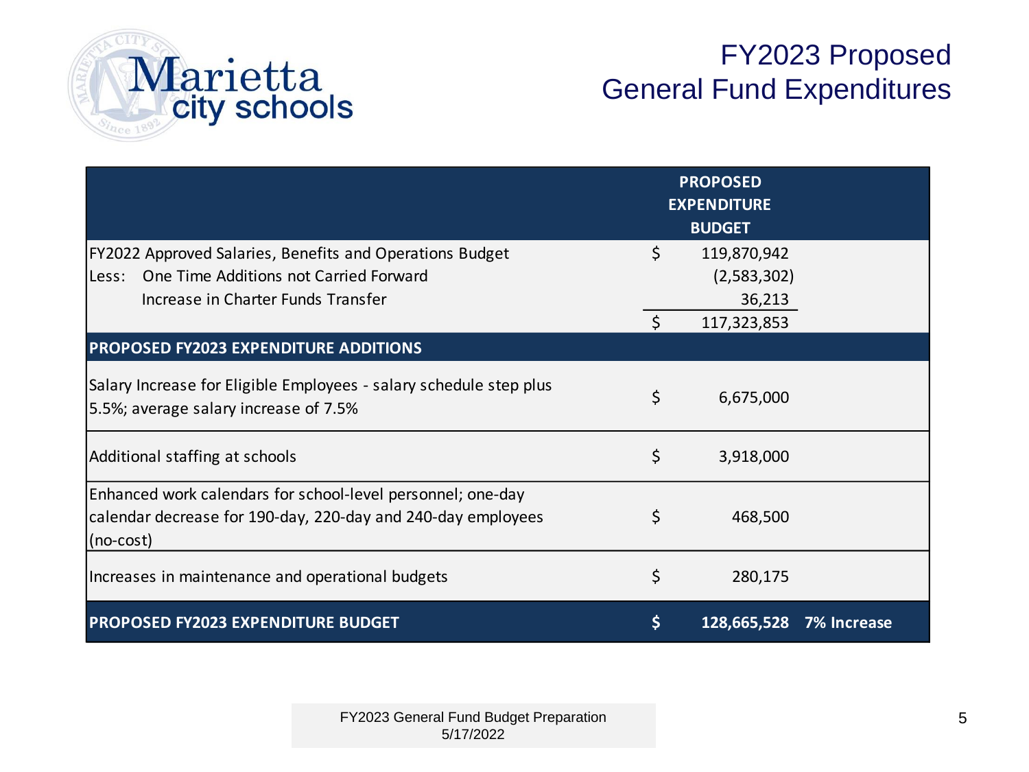# FY2023 Proposed General Fund Expenditures

Marietta city schools

| | | PROPOSED EXPENDITURE BUDGET | |
|---|---|---|---|
| FY2022 Approved Salaries, Benefits and Operations Budget | $ | 119,870,942 | |
| Less: One Time Additions not Carried Forward | | (2,583,302) | |
| Increase in Charter Funds Transfer | | 36,213 | |
| | $ | 117,323,853 | |
| **PROPOSED FY2023 EXPENDITURE ADDITIONS** | | | |
| Salary Increase for Eligible Employees - salary schedule step plus 5.5%; average salary increase of 7.5% | $ | 6,675,000 | |
| Additional staffing at schools | $ | 3,918,000 | |
| Enhanced work calendars for school-level personnel; one-day calendar decrease for 190-day, 220-day and 240-day employees (no-cost) | $ | 468,500 | |
| Increases in maintenance and operational budgets | $ | 280,175 | |
| **PROPOSED FY2023 EXPENDITURE BUDGET** | **$** | **128,665,528** | **7% Increase** |

FY2023 General Fund Budget Preparation
5/17/2022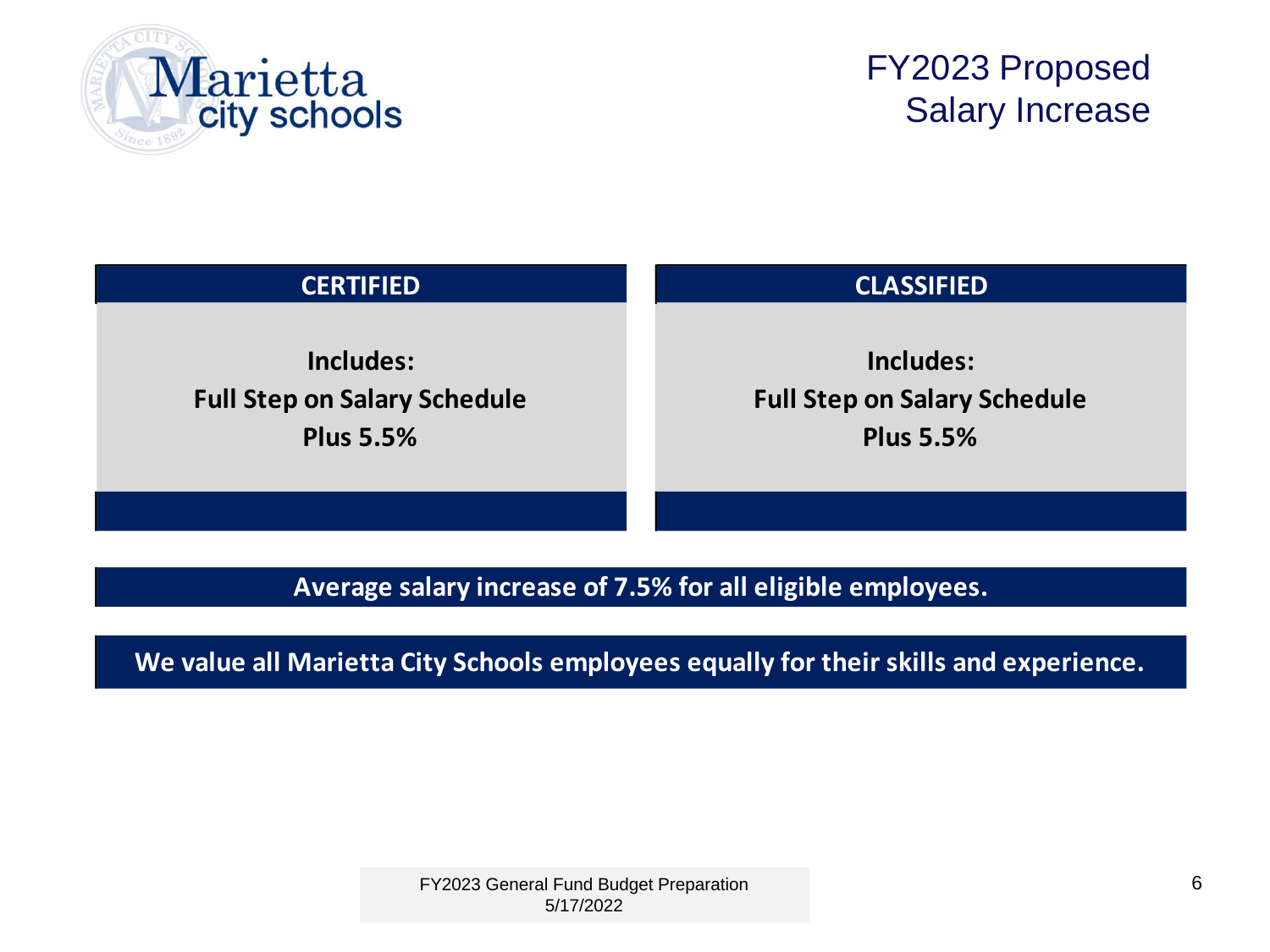# FY2023 Proposed Salary Increase

| CERTIFIED | CLASSIFIED |
| --- | --- |
| **Includes:** **Full Step on Salary Schedule** **Plus 5.5%** | **Includes:** **Full Step on Salary Schedule** **Plus 5.5%** |

**Average salary increase of 7.5% for all eligible employees.**

**We value all Marietta City Schools employees equally for their skills and experience.**

FY2023 General Fund Budget Preparation
5/17/2022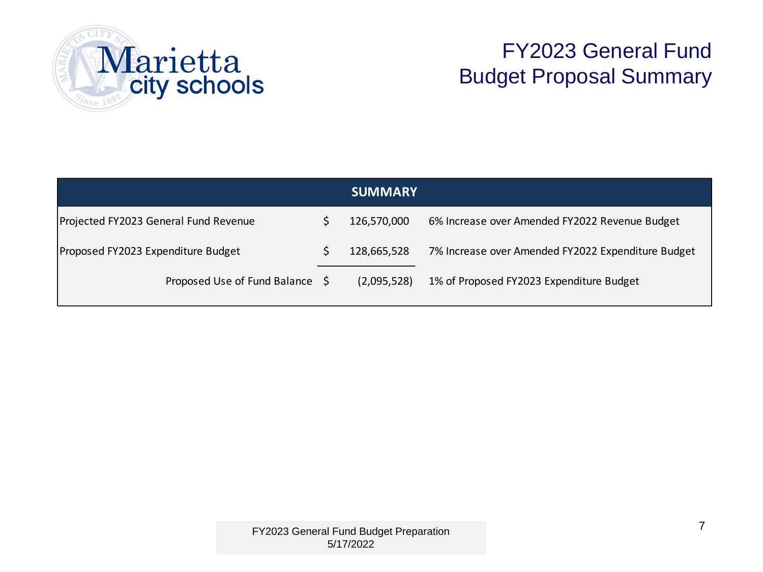# FY2023 General Fund Budget Proposal Summary

| SUMMARY | | | |
|---|---|---|---|
| Projected FY2023 General Fund Revenue | $ | 126,570,000 | 6% Increase over Amended FY2022 Revenue Budget |
| Proposed FY2023 Expenditure Budget | $ | 128,665,528 | 7% Increase over Amended FY2022 Expenditure Budget |
| Proposed Use of Fund Balance | $ | (2,095,528) | 1% of Proposed FY2023 Expenditure Budget |

FY2023 General Fund Budget Preparation
5/17/2022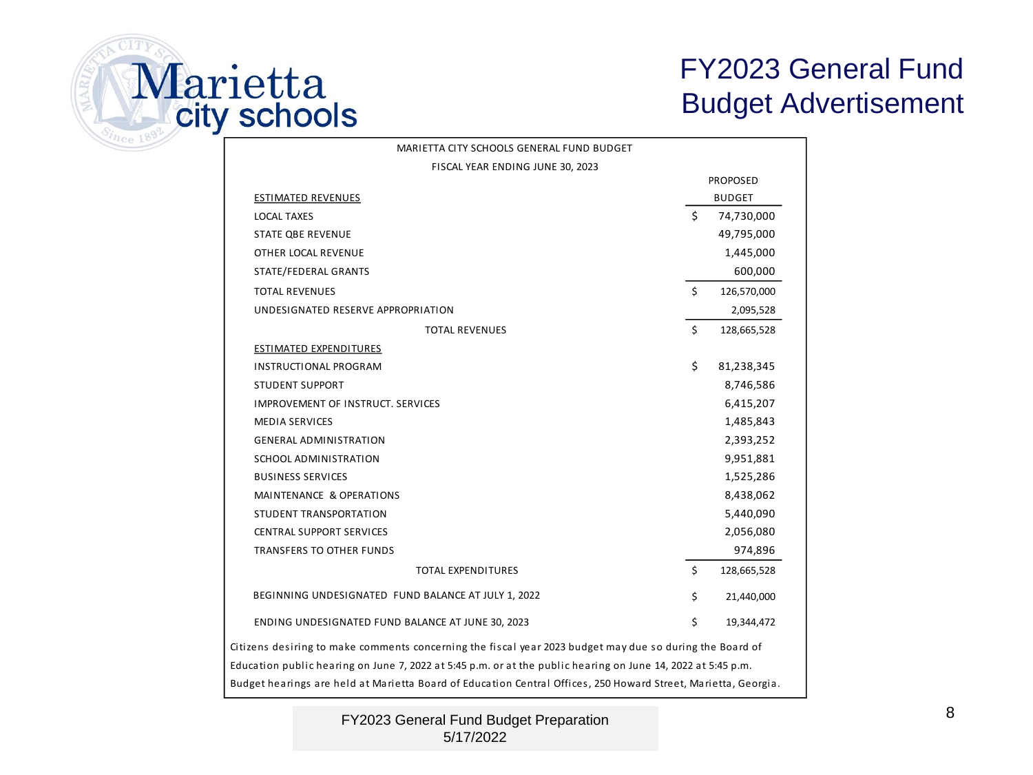# FY2023 General Fund Budget Advertisement

MARIETTA CITY SCHOOLS GENERAL FUND BUDGET

FISCAL YEAR ENDING JUNE 30, 2023

| | | PROPOSED BUDGET |
|---|---|---|
| ESTIMATED REVENUES | | |
| LOCAL TAXES | $ | 74,730,000 |
| STATE QBE REVENUE | | 49,795,000 |
| OTHER LOCAL REVENUE | | 1,445,000 |
| STATE/FEDERAL GRANTS | | 600,000 |
| TOTAL REVENUES | $ | 126,570,000 |
| UNDESIGNATED RESERVE APPROPRIATION | | 2,095,528 |
| TOTAL REVENUES | $ | 128,665,528 |
| ESTIMATED EXPENDITURES | | |
| INSTRUCTIONAL PROGRAM | $ | 81,238,345 |
| STUDENT SUPPORT | | 8,746,586 |
| IMPROVEMENT OF INSTRUCT. SERVICES | | 6,415,207 |
| MEDIA SERVICES | | 1,485,843 |
| GENERAL ADMINISTRATION | | 2,393,252 |
| SCHOOL ADMINISTRATION | | 9,951,881 |
| BUSINESS SERVICES | | 1,525,286 |
| MAINTENANCE & OPERATIONS | | 8,438,062 |
| STUDENT TRANSPORTATION | | 5,440,090 |
| CENTRAL SUPPORT SERVICES | | 2,056,080 |
| TRANSFERS TO OTHER FUNDS | | 974,896 |
| TOTAL EXPENDITURES | $ | 128,665,528 |
| BEGINNING UNDESIGNATED FUND BALANCE AT JULY 1, 2022 | $ | 21,440,000 |
| ENDING UNDESIGNATED FUND BALANCE AT JUNE 30, 2023 | $ | 19,344,472 |

Citizens desiring to make comments concerning the fiscal year 2023 budget may due so during the Board of Education public hearing on June 7, 2022 at 5:45 p.m. or at the public hearing on June 14, 2022 at 5:45 p.m. Budget hearings are held at Marietta Board of Education Central Offices, 250 Howard Street, Marietta, Georgia.

FY2023 General Fund Budget Preparation
5/17/2022